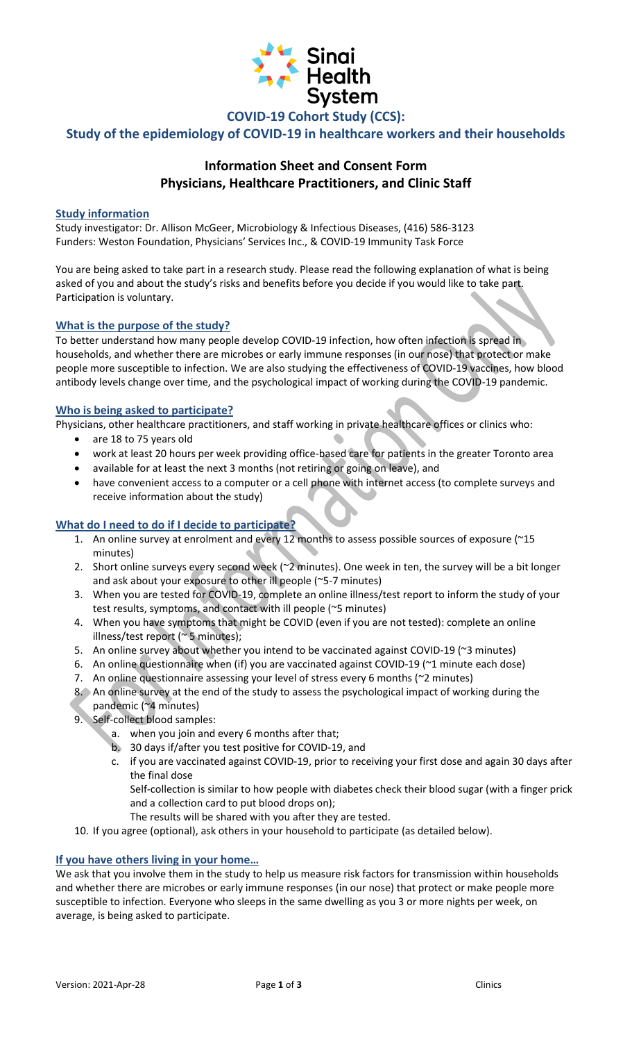Sinai Health System

# COVID-19 Cohort Study (CCS):

## Study of the epidemiology of COVID-19 in healthcare workers and their households

## Information Sheet and Consent Form
## Physicians, Healthcare Practitioners, and Clinic Staff

### Study information

Study investigator: Dr. Allison McGeer, Microbiology & Infectious Diseases, (416) 586-3123
Funders: Weston Foundation, Physicians' Services Inc., & COVID-19 Immunity Task Force

You are being asked to take part in a research study. Please read the following explanation of what is being asked of you and about the study's risks and benefits before you decide if you would like to take part. Participation is voluntary.

### What is the purpose of the study?

To better understand how many people develop COVID-19 infection, how often infection is spread in households, and whether there are microbes or early immune responses (in our nose) that protect or make people more susceptible to infection. We are also studying the effectiveness of COVID-19 vaccines, how blood antibody levels change over time, and the psychological impact of working during the COVID-19 pandemic.

### Who is being asked to participate?

Physicians, other healthcare practitioners, and staff working in private healthcare offices or clinics who:

- are 18 to 75 years old
- work at least 20 hours per week providing office-based care for patients in the greater Toronto area
- available for at least the next 3 months (not retiring or going on leave), and
- have convenient access to a computer or a cell phone with internet access (to complete surveys and receive information about the study)

### What do I need to do if I decide to participate?

1. An online survey at enrolment and every 12 months to assess possible sources of exposure (~15 minutes)
2. Short online surveys every second week (~2 minutes). One week in ten, the survey will be a bit longer and ask about your exposure to other ill people (~5-7 minutes)
3. When you are tested for COVID-19, complete an online illness/test report to inform the study of your test results, symptoms, and contact with ill people (~5 minutes)
4. When you have symptoms that might be COVID (even if you are not tested): complete an online illness/test report (~ 5 minutes);
5. An online survey about whether you intend to be vaccinated against COVID-19 (~3 minutes)
6. An online questionnaire when (if) you are vaccinated against COVID-19 (~1 minute each dose)
7. An online questionnaire assessing your level of stress every 6 months (~2 minutes)
8. An online survey at the end of the study to assess the psychological impact of working during the pandemic (~4 minutes)
9. Self-collect blood samples:
   a. when you join and every 6 months after that;
   b. 30 days if/after you test positive for COVID-19, and
   c. if you are vaccinated against COVID-19, prior to receiving your first dose and again 30 days after the final dose

   Self-collection is similar to how people with diabetes check their blood sugar (with a finger prick and a collection card to put blood drops on);

   The results will be shared with you after they are tested.
10. If you agree (optional), ask others in your household to participate (as detailed below).

### If you have others living in your home…

We ask that you involve them in the study to help us measure risk factors for transmission within households and whether there are microbes or early immune responses (in our nose) that protect or make people more susceptible to infection. Everyone who sleeps in the same dwelling as you 3 or more nights per week, on average, is being asked to participate.

Version: 2021-Apr-28 Clinics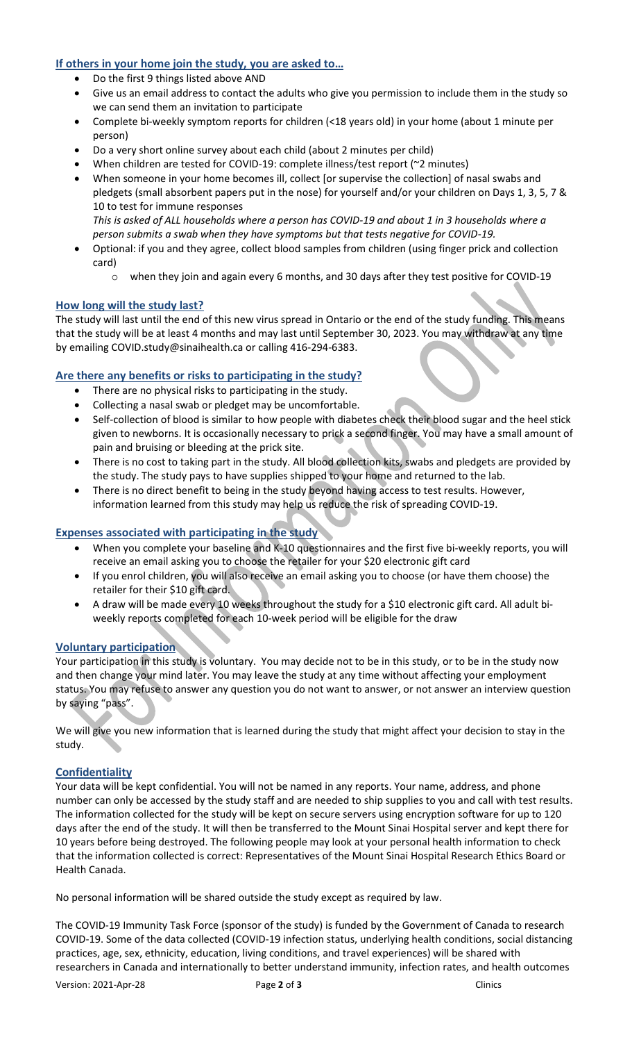## If others in your home join the study, you are asked to…

- Do the first 9 things listed above AND
- Give us an email address to contact the adults who give you permission to include them in the study so we can send them an invitation to participate
- Complete bi-weekly symptom reports for children (<18 years old) in your home (about 1 minute per person)
- Do a very short online survey about each child (about 2 minutes per child)
- When children are tested for COVID-19: complete illness/test report (~2 minutes)
- When someone in your home becomes ill, collect [or supervise the collection] of nasal swabs and pledgets (small absorbent papers put in the nose) for yourself and/or your children on Days 1, 3, 5, 7 & 10 to test for immune responses
  *This is asked of ALL households where a person has COVID-19 and about 1 in 3 households where a person submits a swab when they have symptoms but that tests negative for COVID-19.*
- Optional: if you and they agree, collect blood samples from children (using finger prick and collection card)
  - when they join and again every 6 months, and 30 days after they test positive for COVID-19

## How long will the study last?

The study will last until the end of this new virus spread in Ontario or the end of the study funding. This means that the study will be at least 4 months and may last until September 30, 2023. You may withdraw at any time by emailing COVID.study@sinaihealth.ca or calling 416-294-6383.

## Are there any benefits or risks to participating in the study?

- There are no physical risks to participating in the study.
- Collecting a nasal swab or pledget may be uncomfortable.
- Self-collection of blood is similar to how people with diabetes check their blood sugar and the heel stick given to newborns. It is occasionally necessary to prick a second finger. You may have a small amount of pain and bruising or bleeding at the prick site.
- There is no cost to taking part in the study. All blood collection kits, swabs and pledgets are provided by the study. The study pays to have supplies shipped to your home and returned to the lab.
- There is no direct benefit to being in the study beyond having access to test results. However, information learned from this study may help us reduce the risk of spreading COVID-19.

## Expenses associated with participating in the study

- When you complete your baseline and K-10 questionnaires and the first five bi-weekly reports, you will receive an email asking you to choose the retailer for your $20 electronic gift card
- If you enrol children, you will also receive an email asking you to choose (or have them choose) the retailer for their $10 gift card.
- A draw will be made every 10 weeks throughout the study for a $10 electronic gift card. All adult bi-weekly reports completed for each 10-week period will be eligible for the draw

## Voluntary participation

Your participation in this study is voluntary. You may decide not to be in this study, or to be in the study now and then change your mind later. You may leave the study at any time without affecting your employment status. You may refuse to answer any question you do not want to answer, or not answer an interview question by saying "pass".

We will give you new information that is learned during the study that might affect your decision to stay in the study.

## Confidentiality

Your data will be kept confidential. You will not be named in any reports. Your name, address, and phone number can only be accessed by the study staff and are needed to ship supplies to you and call with test results. The information collected for the study will be kept on secure servers using encryption software for up to 120 days after the end of the study. It will then be transferred to the Mount Sinai Hospital server and kept there for 10 years before being destroyed. The following people may look at your personal health information to check that the information collected is correct: Representatives of the Mount Sinai Hospital Research Ethics Board or Health Canada.

No personal information will be shared outside the study except as required by law.

The COVID-19 Immunity Task Force (sponsor of the study) is funded by the Government of Canada to research COVID-19. Some of the data collected (COVID-19 infection status, underlying health conditions, social distancing practices, age, sex, ethnicity, education, living conditions, and travel experiences) will be shared with researchers in Canada and internationally to better understand immunity, infection rates, and health outcomes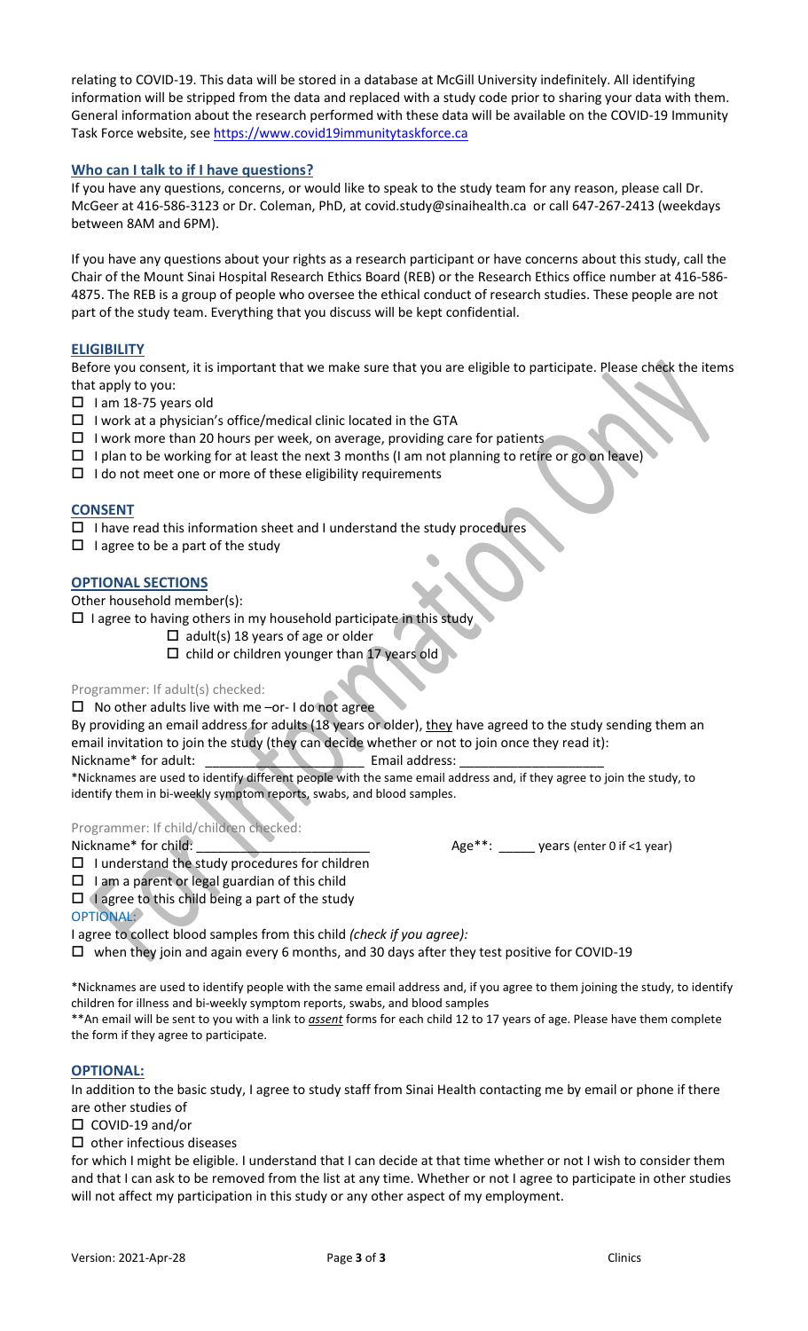relating to COVID-19. This data will be stored in a database at McGill University indefinitely. All identifying information will be stripped from the data and replaced with a study code prior to sharing your data with them. General information about the research performed with these data will be available on the COVID-19 Immunity Task Force website, see https://www.covid19immunitytaskforce.ca

## Who can I talk to if I have questions?

If you have any questions, concerns, or would like to speak to the study team for any reason, please call Dr. McGeer at 416-586-3123 or Dr. Coleman, PhD, at covid.study@sinaihealth.ca or call 647-267-2413 (weekdays between 8AM and 6PM).

If you have any questions about your rights as a research participant or have concerns about this study, call the Chair of the Mount Sinai Hospital Research Ethics Board (REB) or the Research Ethics office number at 416-586-4875. The REB is a group of people who oversee the ethical conduct of research studies. These people are not part of the study team. Everything that you discuss will be kept confidential.

## ELIGIBILITY

Before you consent, it is important that we make sure that you are eligible to participate. Please check the items that apply to you:

- ☐ I am 18-75 years old
- ☐ I work at a physician's office/medical clinic located in the GTA
- ☐ I work more than 20 hours per week, on average, providing care for patients
- ☐ I plan to be working for at least the next 3 months (I am not planning to retire or go on leave)
- ☐ I do not meet one or more of these eligibility requirements

## CONSENT

- ☐ I have read this information sheet and I understand the study procedures
- ☐ I agree to be a part of the study

## OPTIONAL SECTIONS

Other household member(s):

- ☐ I agree to having others in my household participate in this study
  - ☐ adult(s) 18 years of age or older
  - ☐ child or children younger than 17 years old

Programmer: If adult(s) checked:

☐ No other adults live with me –or- I do not agree

By providing an email address for adults (18 years or older), they have agreed to the study sending them an email invitation to join the study (they can decide whether or not to join once they read it):

Nickname* for adult: ____________________ Email address: ____________________

*Nicknames are used to identify different people with the same email address and, if they agree to join the study, to identify them in bi-weekly symptom reports, swabs, and blood samples.

Programmer: If child/children checked:

Nickname* for child: ________________________ Age**: _____ years (enter 0 if <1 year)

- ☐ I understand the study procedures for children
- ☐ I am a parent or legal guardian of this child
- ☐ I agree to this child being a part of the study

OPTIONAL:

I agree to collect blood samples from this child *(check if you agree):*

☐ when they join and again every 6 months, and 30 days after they test positive for COVID-19

*Nicknames are used to identify people with the same email address and, if you agree to them joining the study, to identify children for illness and bi-weekly symptom reports, swabs, and blood samples

**An email will be sent to you with a link to ***assent*** forms for each child 12 to 17 years of age. Please have them complete the form if they agree to participate.

## OPTIONAL:

In addition to the basic study, I agree to study staff from Sinai Health contacting me by email or phone if there are other studies of

- ☐ COVID-19 and/or
- ☐ other infectious diseases

for which I might be eligible. I understand that I can decide at that time whether or not I wish to consider them and that I can ask to be removed from the list at any time. Whether or not I agree to participate in other studies will not affect my participation in this study or any other aspect of my employment.